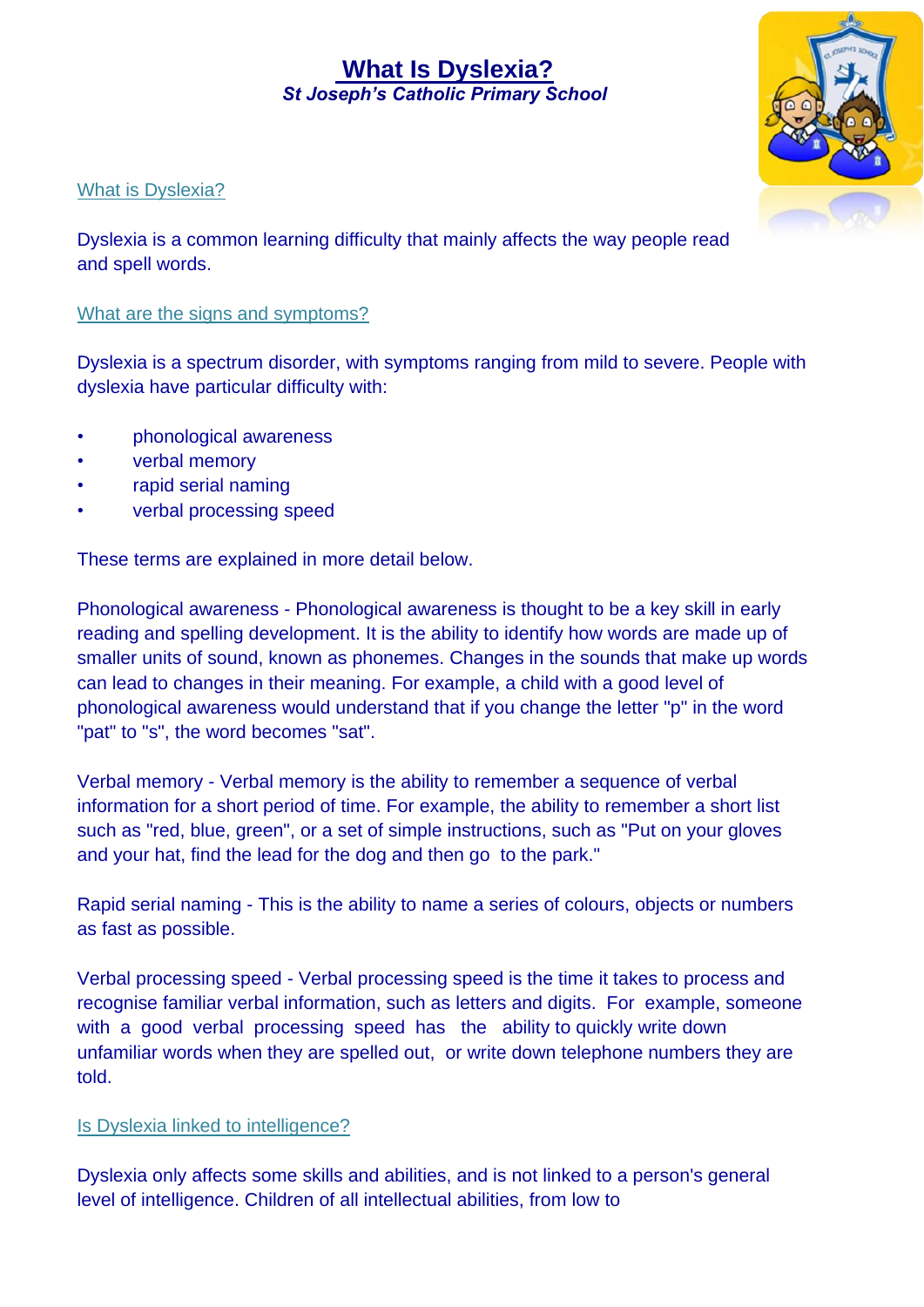# What Is Dyslexia?

***St Joseph's Catholic Primary School***

## What is Dyslexia?

Dyslexia is a common learning difficulty that mainly affects the way people read and spell words.

## What are the signs and symptoms?

Dyslexia is a spectrum disorder, with symptoms ranging from mild to severe. People with dyslexia have particular difficulty with:

- phonological awareness
- verbal memory
- rapid serial naming
- verbal processing speed

These terms are explained in more detail below.

Phonological awareness - Phonological awareness is thought to be a key skill in early reading and spelling development. It is the ability to identify how words are made up of smaller units of sound, known as phonemes. Changes in the sounds that make up words can lead to changes in their meaning. For example, a child with a good level of phonological awareness would understand that if you change the letter "p" in the word "pat" to "s", the word becomes "sat".

Verbal memory - Verbal memory is the ability to remember a sequence of verbal information for a short period of time. For example, the ability to remember a short list such as "red, blue, green", or a set of simple instructions, such as "Put on your gloves and your hat, find the lead for the dog and then go to the park."

Rapid serial naming - This is the ability to name a series of colours, objects or numbers as fast as possible.

Verbal processing speed - Verbal processing speed is the time it takes to process and recognise familiar verbal information, such as letters and digits. For example, someone with a good verbal processing speed has the ability to quickly write down unfamiliar words when they are spelled out, or write down telephone numbers they are told.

## Is Dyslexia linked to intelligence?

Dyslexia only affects some skills and abilities, and is not linked to a person's general level of intelligence. Children of all intellectual abilities, from low to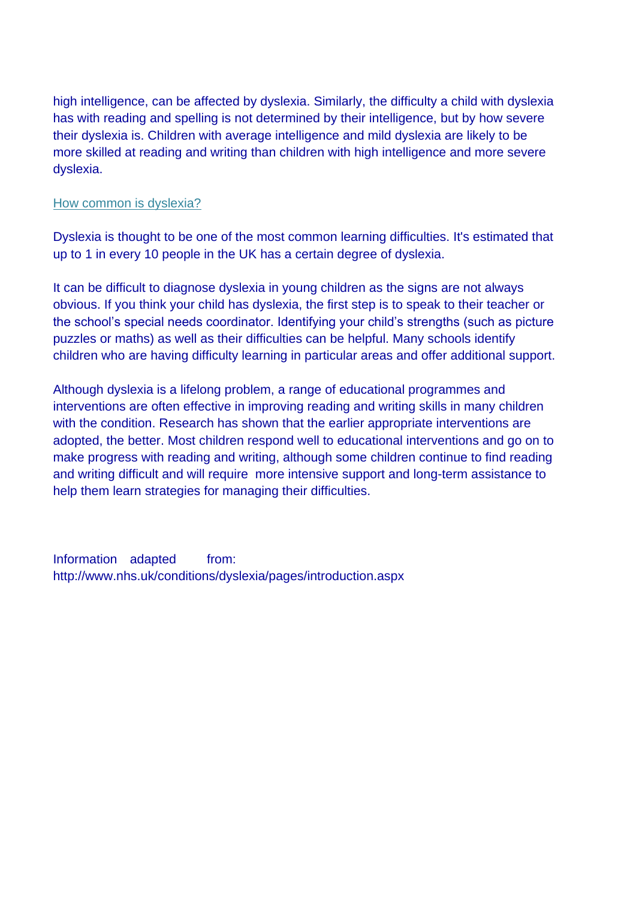high intelligence, can be affected by dyslexia. Similarly, the difficulty a child with dyslexia has with reading and spelling is not determined by their intelligence, but by how severe their dyslexia is. Children with average intelligence and mild dyslexia are likely to be more skilled at reading and writing than children with high intelligence and more severe dyslexia.

## How common is dyslexia?

Dyslexia is thought to be one of the most common learning difficulties. It's estimated that up to 1 in every 10 people in the UK has a certain degree of dyslexia.

It can be difficult to diagnose dyslexia in young children as the signs are not always obvious. If you think your child has dyslexia, the first step is to speak to their teacher or the school's special needs coordinator. Identifying your child's strengths (such as picture puzzles or maths) as well as their difficulties can be helpful. Many schools identify children who are having difficulty learning in particular areas and offer additional support.

Although dyslexia is a lifelong problem, a range of educational programmes and interventions are often effective in improving reading and writing skills in many children with the condition. Research has shown that the earlier appropriate interventions are adopted, the better. Most children respond well to educational interventions and go on to make progress with reading and writing, although some children continue to find reading and writing difficult and will require more intensive support and long-term assistance to help them learn strategies for managing their difficulties.

Information adapted from: http://www.nhs.uk/conditions/dyslexia/pages/introduction.aspx